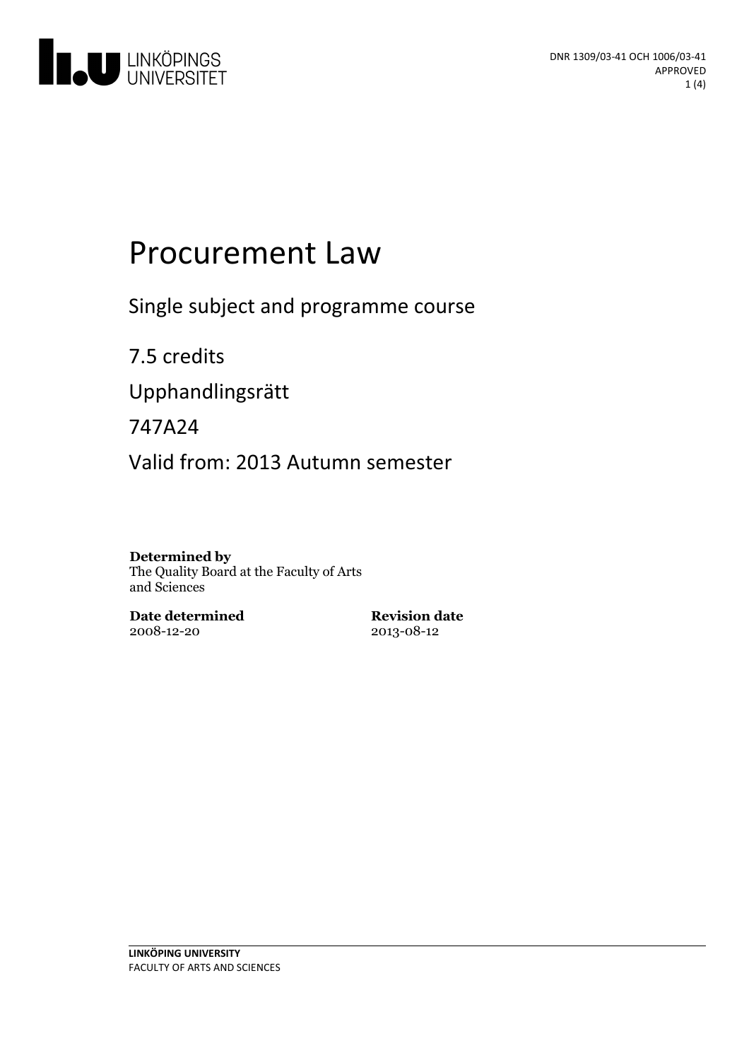DNR 1309/03-41 OCH 1006/03-41
APPROVED

# Procurement Law

Single subject and programme course

7.5 credits

Upphandlingsrätt

747A24

Valid from: 2013 Autumn semester

**Determined by**
The Quality Board at the Faculty of Arts and Sciences

**Date determined**
2008-12-20

**Revision date**
2013-08-12

LINKÖPING UNIVERSITY
FACULTY OF ARTS AND SCIENCES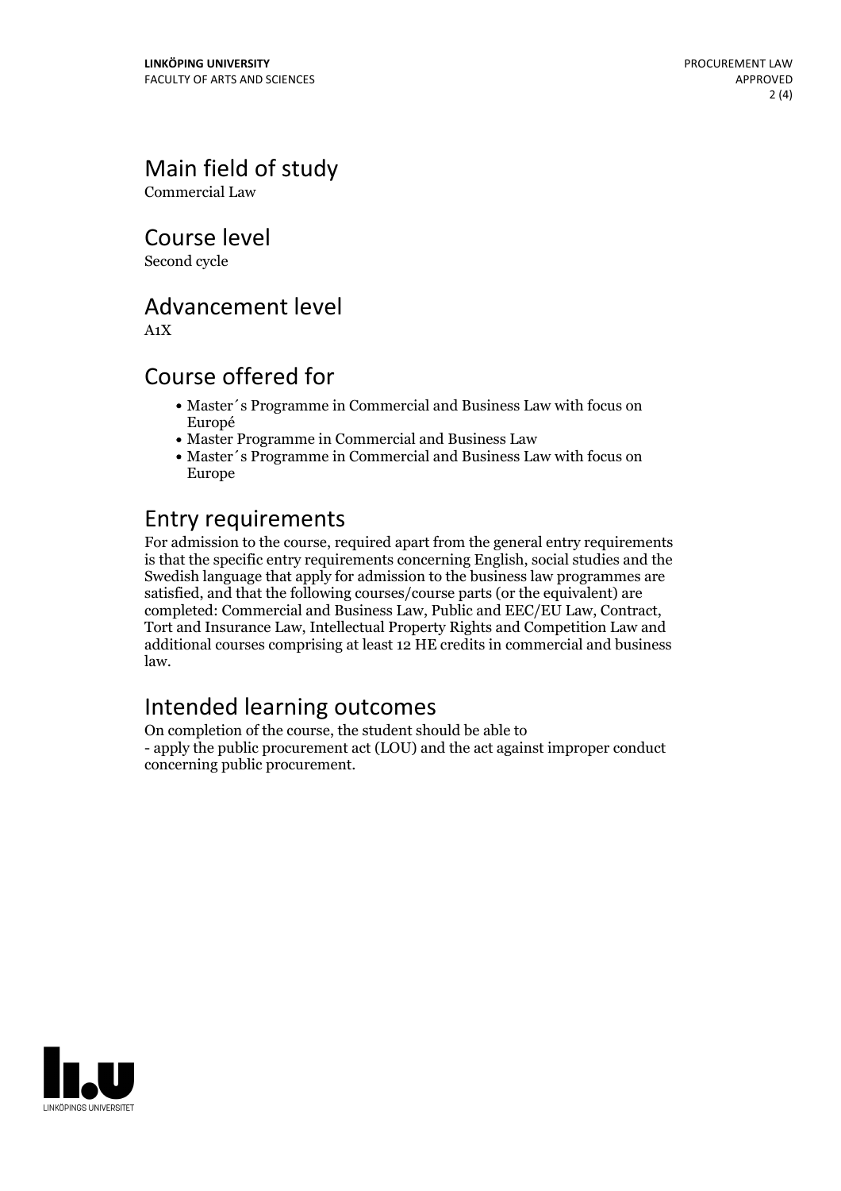## Main field of study

Commercial Law

## Course level

Second cycle

## Advancement level

A1X

## Course offered for

- Master´s Programme in Commercial and Business Law with focus on Europé
- Master Programme in Commercial and Business Law
- Master´s Programme in Commercial and Business Law with focus on Europe

## Entry requirements

For admission to the course, required apart from the general entry requirements is that the specific entry requirements concerning English, social studies and the Swedish language that apply for admission to the business law programmes are satisfied, and that the following courses/course parts (or the equivalent) are completed: Commercial and Business Law, Public and EEC/EU Law, Contract, Tort and Insurance Law, Intellectual Property Rights and Competition Law and additional courses comprising at least 12 HE credits in commercial and business law.

## Intended learning outcomes

On completion of the course, the student should be able to
- apply the public procurement act (LOU) and the act against improper conduct concerning public procurement.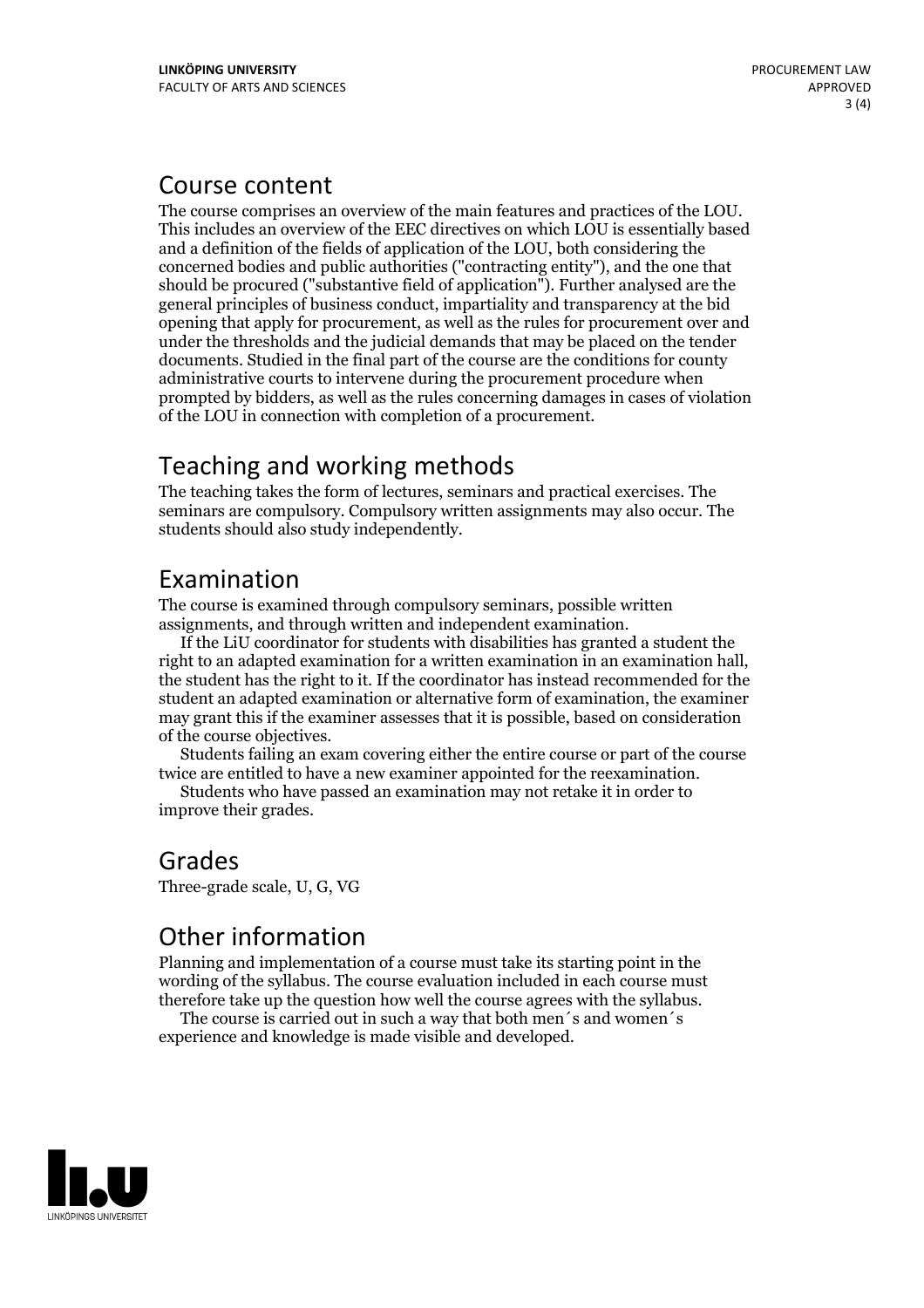## Course content

The course comprises an overview of the main features and practices of the LOU. This includes an overview of the EEC directives on which LOU is essentially based and a definition of the fields of application of the LOU, both considering the concerned bodies and public authorities ("contracting entity"), and the one that should be procured ("substantive field of application"). Further analysed are the general principles of business conduct, impartiality and transparency at the bid opening that apply for procurement, as well as the rules for procurement over and under the thresholds and the judicial demands that may be placed on the tender documents. Studied in the final part of the course are the conditions for county administrative courts to intervene during the procurement procedure when prompted by bidders, as well as the rules concerning damages in cases of violation of the LOU in connection with completion of a procurement.

## Teaching and working methods

The teaching takes the form of lectures, seminars and practical exercises. The seminars are compulsory. Compulsory written assignments may also occur. The students should also study independently.

## Examination

The course is examined through compulsory seminars, possible written assignments, and through written and independent examination.

If the LiU coordinator for students with disabilities has granted a student the right to an adapted examination for a written examination in an examination hall, the student has the right to it. If the coordinator has instead recommended for the student an adapted examination or alternative form of examination, the examiner may grant this if the examiner assesses that it is possible, based on consideration of the course objectives.

Students failing an exam covering either the entire course or part of the course twice are entitled to have a new examiner appointed for the reexamination.

Students who have passed an examination may not retake it in order to improve their grades.

## Grades

Three-grade scale, U, G, VG

## Other information

Planning and implementation of a course must take its starting point in the wording of the syllabus. The course evaluation included in each course must therefore take up the question how well the course agrees with the syllabus.

The course is carried out in such a way that both men´s and women´s experience and knowledge is made visible and developed.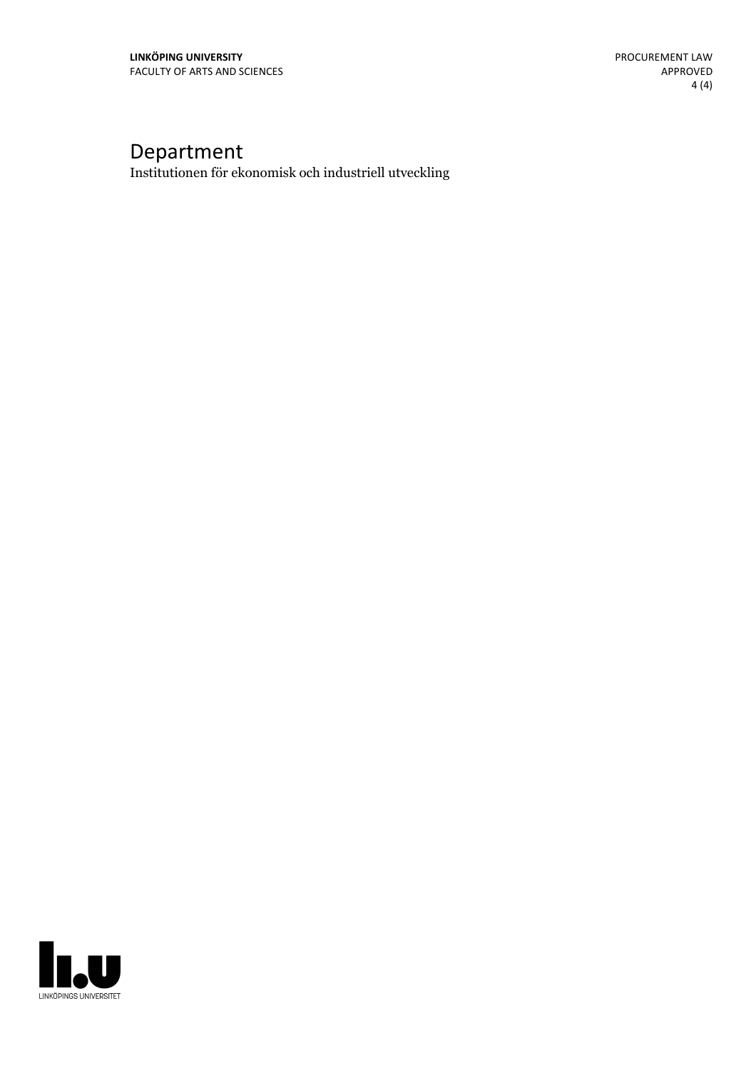## Department

Institutionen för ekonomisk och industriell utveckling